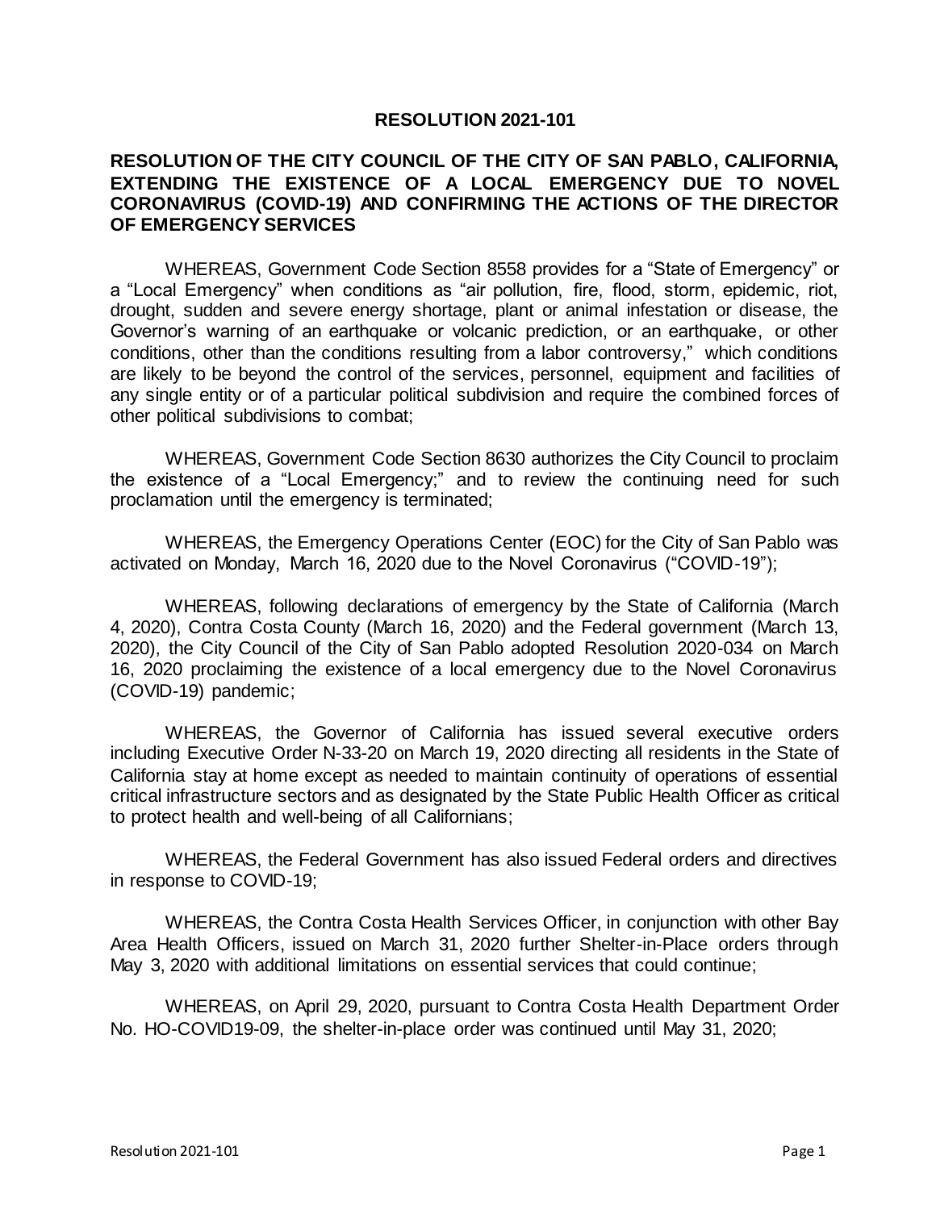# RESOLUTION 2021-101

## RESOLUTION OF THE CITY COUNCIL OF THE CITY OF SAN PABLO, CALIFORNIA, EXTENDING THE EXISTENCE OF A LOCAL EMERGENCY DUE TO NOVEL CORONAVIRUS (COVID-19) AND CONFIRMING THE ACTIONS OF THE DIRECTOR OF EMERGENCY SERVICES

WHEREAS, Government Code Section 8558 provides for a "State of Emergency" or a "Local Emergency" when conditions as "air pollution, fire, flood, storm, epidemic, riot, drought, sudden and severe energy shortage, plant or animal infestation or disease, the Governor's warning of an earthquake or volcanic prediction, or an earthquake, or other conditions, other than the conditions resulting from a labor controversy," which conditions are likely to be beyond the control of the services, personnel, equipment and facilities of any single entity or of a particular political subdivision and require the combined forces of other political subdivisions to combat;

WHEREAS, Government Code Section 8630 authorizes the City Council to proclaim the existence of a "Local Emergency;" and to review the continuing need for such proclamation until the emergency is terminated;

WHEREAS, the Emergency Operations Center (EOC) for the City of San Pablo was activated on Monday, March 16, 2020 due to the Novel Coronavirus ("COVID-19");

WHEREAS, following declarations of emergency by the State of California (March 4, 2020), Contra Costa County (March 16, 2020) and the Federal government (March 13, 2020), the City Council of the City of San Pablo adopted Resolution 2020-034 on March 16, 2020 proclaiming the existence of a local emergency due to the Novel Coronavirus (COVID-19) pandemic;

WHEREAS, the Governor of California has issued several executive orders including Executive Order N-33-20 on March 19, 2020 directing all residents in the State of California stay at home except as needed to maintain continuity of operations of essential critical infrastructure sectors and as designated by the State Public Health Officer as critical to protect health and well-being of all Californians;

WHEREAS, the Federal Government has also issued Federal orders and directives in response to COVID-19;

WHEREAS, the Contra Costa Health Services Officer, in conjunction with other Bay Area Health Officers, issued on March 31, 2020 further Shelter-in-Place orders through May 3, 2020 with additional limitations on essential services that could continue;

WHEREAS, on April 29, 2020, pursuant to Contra Costa Health Department Order No. HO-COVID19-09, the shelter-in-place order was continued until May 31, 2020;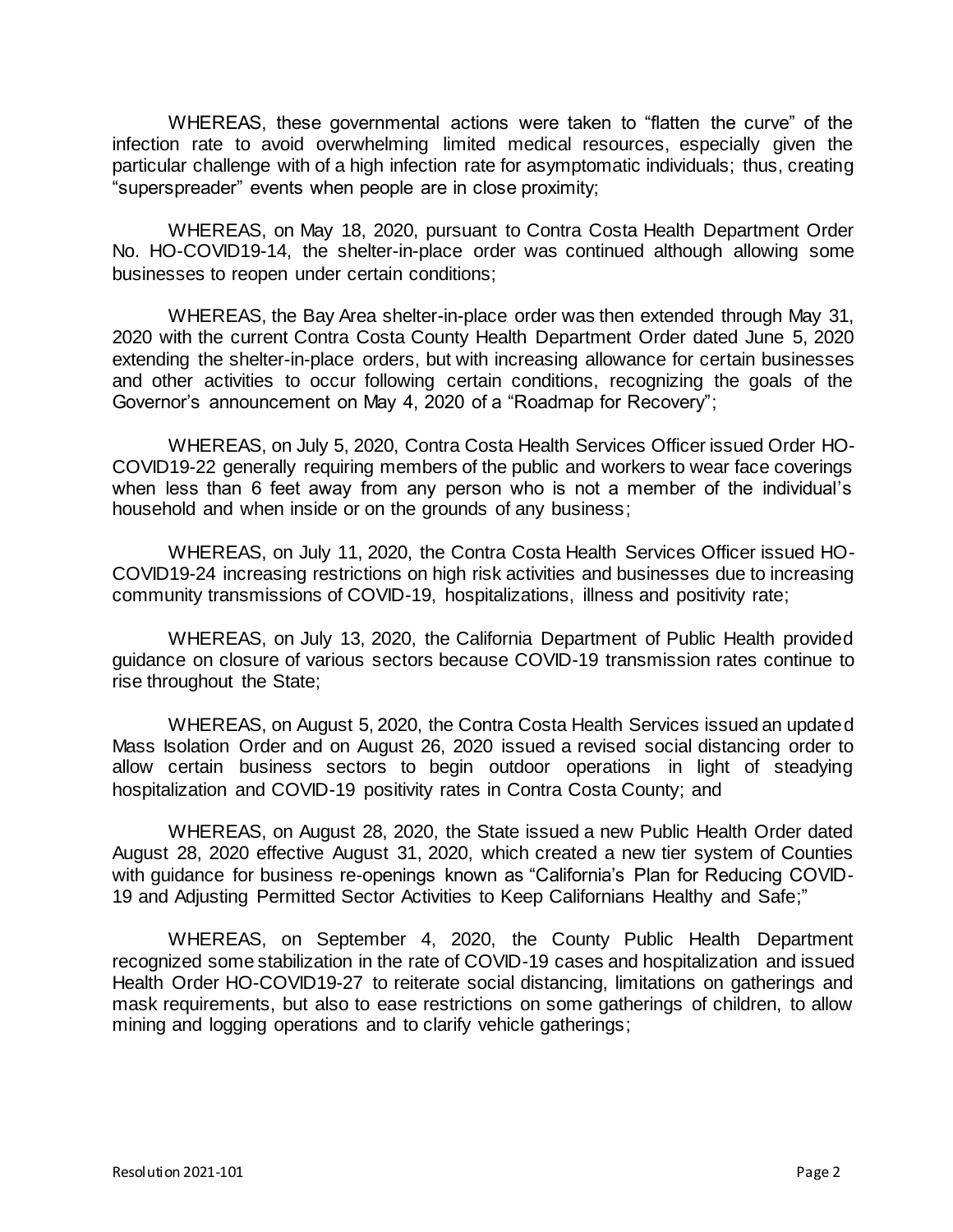WHEREAS, these governmental actions were taken to "flatten the curve" of the infection rate to avoid overwhelming limited medical resources, especially given the particular challenge with of a high infection rate for asymptomatic individuals; thus, creating "superspreader" events when people are in close proximity;

WHEREAS, on May 18, 2020, pursuant to Contra Costa Health Department Order No. HO-COVID19-14, the shelter-in-place order was continued although allowing some businesses to reopen under certain conditions;

WHEREAS, the Bay Area shelter-in-place order was then extended through May 31, 2020 with the current Contra Costa County Health Department Order dated June 5, 2020 extending the shelter-in-place orders, but with increasing allowance for certain businesses and other activities to occur following certain conditions, recognizing the goals of the Governor's announcement on May 4, 2020 of a "Roadmap for Recovery";

WHEREAS, on July 5, 2020, Contra Costa Health Services Officer issued Order HO-COVID19-22 generally requiring members of the public and workers to wear face coverings when less than 6 feet away from any person who is not a member of the individual's household and when inside or on the grounds of any business;

WHEREAS, on July 11, 2020, the Contra Costa Health Services Officer issued HO-COVID19-24 increasing restrictions on high risk activities and businesses due to increasing community transmissions of COVID-19, hospitalizations, illness and positivity rate;

WHEREAS, on July 13, 2020, the California Department of Public Health provided guidance on closure of various sectors because COVID-19 transmission rates continue to rise throughout the State;

WHEREAS, on August 5, 2020, the Contra Costa Health Services issued an updated Mass Isolation Order and on August 26, 2020 issued a revised social distancing order to allow certain business sectors to begin outdoor operations in light of steadying hospitalization and COVID-19 positivity rates in Contra Costa County; and

WHEREAS, on August 28, 2020, the State issued a new Public Health Order dated August 28, 2020 effective August 31, 2020, which created a new tier system of Counties with guidance for business re-openings known as "California's Plan for Reducing COVID-19 and Adjusting Permitted Sector Activities to Keep Californians Healthy and Safe;"

WHEREAS, on September 4, 2020, the County Public Health Department recognized some stabilization in the rate of COVID-19 cases and hospitalization and issued Health Order HO-COVID19-27 to reiterate social distancing, limitations on gatherings and mask requirements, but also to ease restrictions on some gatherings of children, to allow mining and logging operations and to clarify vehicle gatherings;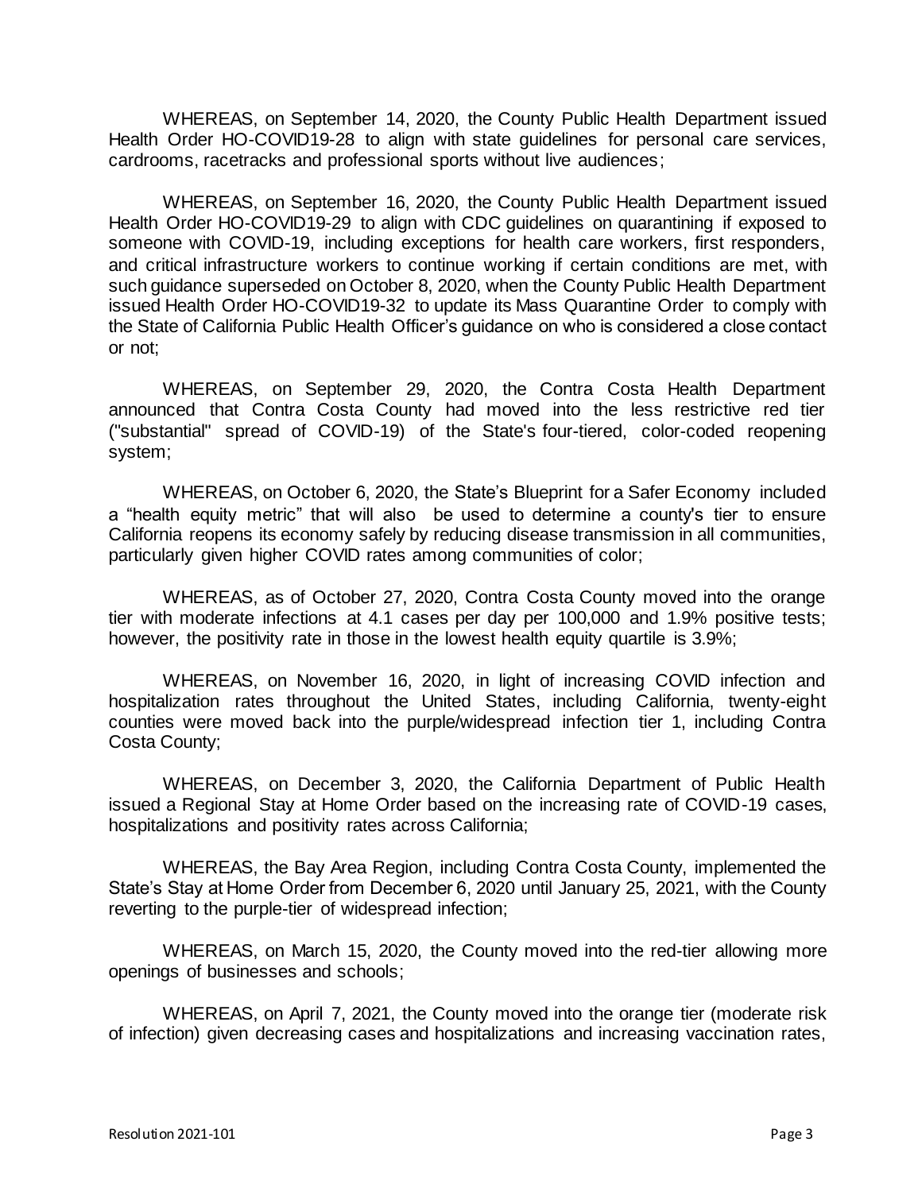WHEREAS, on September 14, 2020, the County Public Health Department issued Health Order HO-COVID19-28 to align with state guidelines for personal care services, cardrooms, racetracks and professional sports without live audiences;

WHEREAS, on September 16, 2020, the County Public Health Department issued Health Order HO-COVID19-29 to align with CDC guidelines on quarantining if exposed to someone with COVID-19, including exceptions for health care workers, first responders, and critical infrastructure workers to continue working if certain conditions are met, with such guidance superseded on October 8, 2020, when the County Public Health Department issued Health Order HO-COVID19-32 to update its Mass Quarantine Order to comply with the State of California Public Health Officer's guidance on who is considered a close contact or not;

WHEREAS, on September 29, 2020, the Contra Costa Health Department announced that Contra Costa County had moved into the less restrictive red tier ("substantial" spread of COVID-19) of the State's four-tiered, color-coded reopening system;

WHEREAS, on October 6, 2020, the State's Blueprint for a Safer Economy included a "health equity metric" that will also be used to determine a county's tier to ensure California reopens its economy safely by reducing disease transmission in all communities, particularly given higher COVID rates among communities of color;

WHEREAS, as of October 27, 2020, Contra Costa County moved into the orange tier with moderate infections at 4.1 cases per day per 100,000 and 1.9% positive tests; however, the positivity rate in those in the lowest health equity quartile is 3.9%;

WHEREAS, on November 16, 2020, in light of increasing COVID infection and hospitalization rates throughout the United States, including California, twenty-eight counties were moved back into the purple/widespread infection tier 1, including Contra Costa County;

WHEREAS, on December 3, 2020, the California Department of Public Health issued a Regional Stay at Home Order based on the increasing rate of COVID-19 cases, hospitalizations and positivity rates across California;

WHEREAS, the Bay Area Region, including Contra Costa County, implemented the State's Stay at Home Order from December 6, 2020 until January 25, 2021, with the County reverting to the purple-tier of widespread infection;

WHEREAS, on March 15, 2020, the County moved into the red-tier allowing more openings of businesses and schools;

WHEREAS, on April 7, 2021, the County moved into the orange tier (moderate risk of infection) given decreasing cases and hospitalizations and increasing vaccination rates,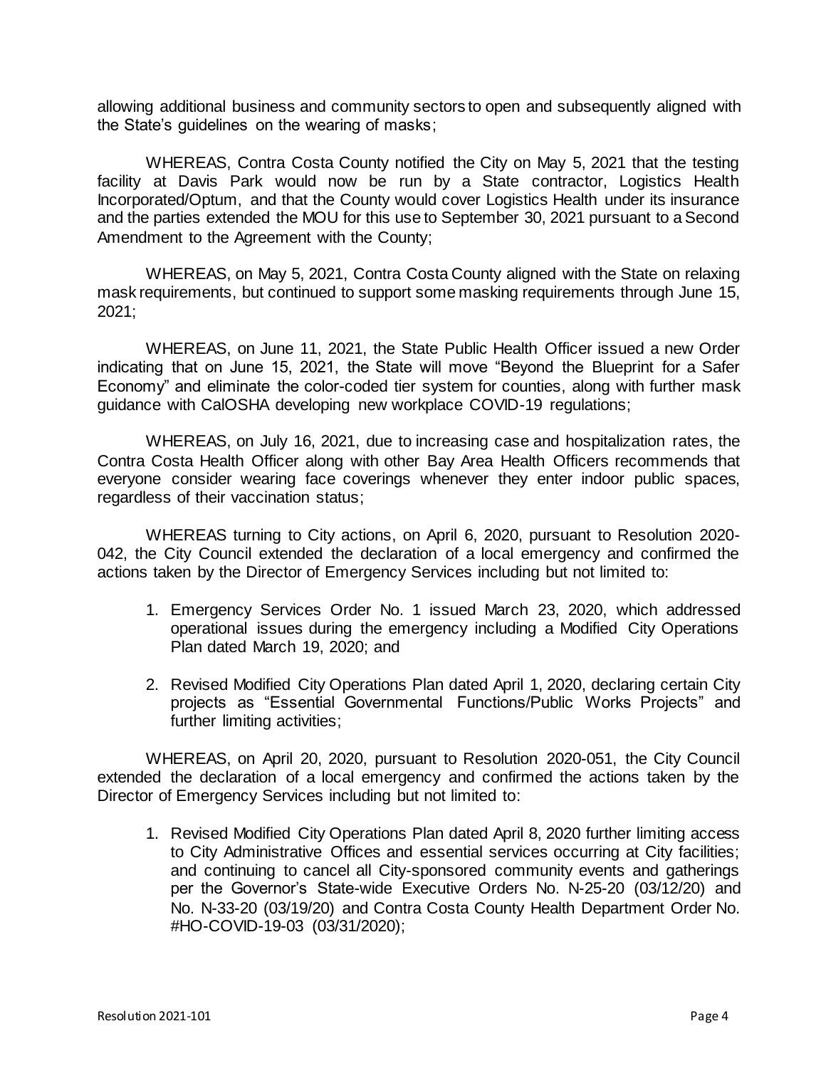allowing additional business and community sectors to open and subsequently aligned with the State's guidelines on the wearing of masks;

WHEREAS, Contra Costa County notified the City on May 5, 2021 that the testing facility at Davis Park would now be run by a State contractor, Logistics Health Incorporated/Optum, and that the County would cover Logistics Health under its insurance and the parties extended the MOU for this use to September 30, 2021 pursuant to a Second Amendment to the Agreement with the County;

WHEREAS, on May 5, 2021, Contra Costa County aligned with the State on relaxing mask requirements, but continued to support some masking requirements through June 15, 2021;

WHEREAS, on June 11, 2021, the State Public Health Officer issued a new Order indicating that on June 15, 2021, the State will move "Beyond the Blueprint for a Safer Economy" and eliminate the color-coded tier system for counties, along with further mask guidance with CalOSHA developing new workplace COVID-19 regulations;

WHEREAS, on July 16, 2021, due to increasing case and hospitalization rates, the Contra Costa Health Officer along with other Bay Area Health Officers recommends that everyone consider wearing face coverings whenever they enter indoor public spaces, regardless of their vaccination status;

WHEREAS turning to City actions, on April 6, 2020, pursuant to Resolution 2020-042, the City Council extended the declaration of a local emergency and confirmed the actions taken by the Director of Emergency Services including but not limited to:

1. Emergency Services Order No. 1 issued March 23, 2020, which addressed operational issues during the emergency including a Modified City Operations Plan dated March 19, 2020; and

2. Revised Modified City Operations Plan dated April 1, 2020, declaring certain City projects as "Essential Governmental Functions/Public Works Projects" and further limiting activities;

WHEREAS, on April 20, 2020, pursuant to Resolution 2020-051, the City Council extended the declaration of a local emergency and confirmed the actions taken by the Director of Emergency Services including but not limited to:

1. Revised Modified City Operations Plan dated April 8, 2020 further limiting access to City Administrative Offices and essential services occurring at City facilities; and continuing to cancel all City-sponsored community events and gatherings per the Governor's State-wide Executive Orders No. N-25-20 (03/12/20) and No. N-33-20 (03/19/20) and Contra Costa County Health Department Order No. #HO-COVID-19-03 (03/31/2020);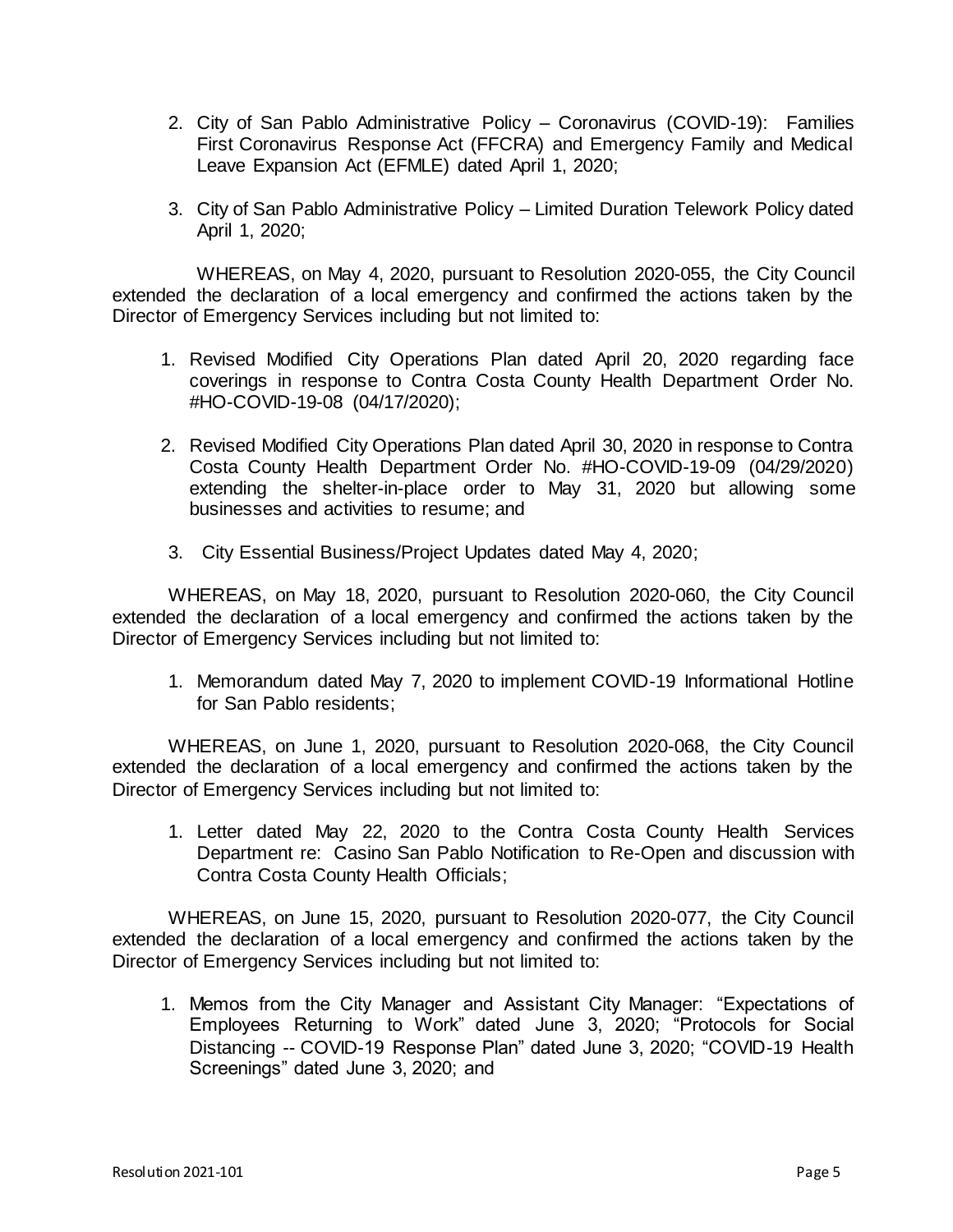2. City of San Pablo Administrative Policy – Coronavirus (COVID-19): Families First Coronavirus Response Act (FFCRA) and Emergency Family and Medical Leave Expansion Act (EFMLE) dated April 1, 2020;

3. City of San Pablo Administrative Policy – Limited Duration Telework Policy dated April 1, 2020;

WHEREAS, on May 4, 2020, pursuant to Resolution 2020-055, the City Council extended the declaration of a local emergency and confirmed the actions taken by the Director of Emergency Services including but not limited to:

1. Revised Modified City Operations Plan dated April 20, 2020 regarding face coverings in response to Contra Costa County Health Department Order No. #HO-COVID-19-08 (04/17/2020);

2. Revised Modified City Operations Plan dated April 30, 2020 in response to Contra Costa County Health Department Order No. #HO-COVID-19-09 (04/29/2020) extending the shelter-in-place order to May 31, 2020 but allowing some businesses and activities to resume; and

3. City Essential Business/Project Updates dated May 4, 2020;

WHEREAS, on May 18, 2020, pursuant to Resolution 2020-060, the City Council extended the declaration of a local emergency and confirmed the actions taken by the Director of Emergency Services including but not limited to:

1. Memorandum dated May 7, 2020 to implement COVID-19 Informational Hotline for San Pablo residents;

WHEREAS, on June 1, 2020, pursuant to Resolution 2020-068, the City Council extended the declaration of a local emergency and confirmed the actions taken by the Director of Emergency Services including but not limited to:

1. Letter dated May 22, 2020 to the Contra Costa County Health Services Department re: Casino San Pablo Notification to Re-Open and discussion with Contra Costa County Health Officials;

WHEREAS, on June 15, 2020, pursuant to Resolution 2020-077, the City Council extended the declaration of a local emergency and confirmed the actions taken by the Director of Emergency Services including but not limited to:

1. Memos from the City Manager and Assistant City Manager: "Expectations of Employees Returning to Work" dated June 3, 2020; "Protocols for Social Distancing -- COVID-19 Response Plan" dated June 3, 2020; "COVID-19 Health Screenings" dated June 3, 2020; and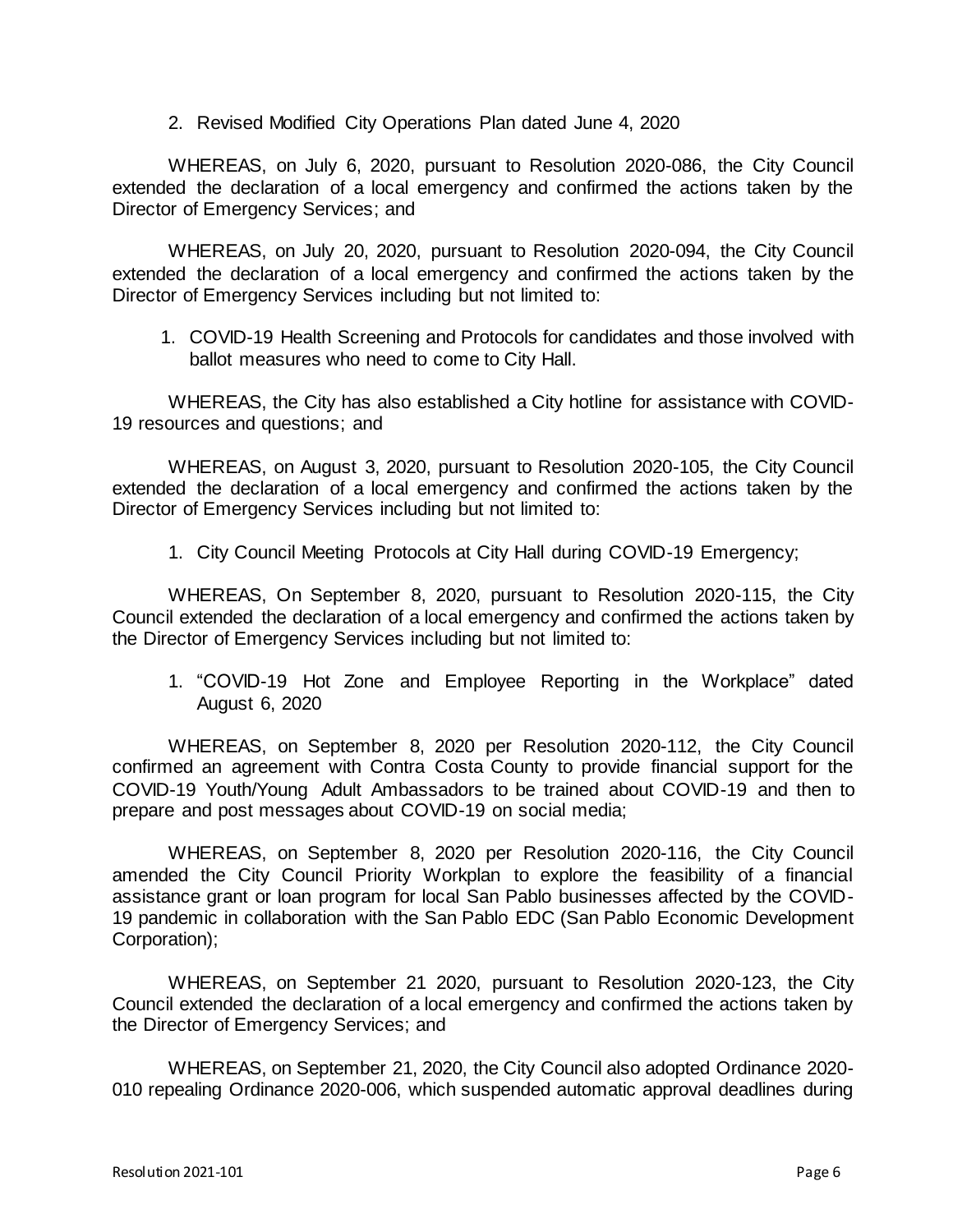2. Revised Modified City Operations Plan dated June 4, 2020

WHEREAS, on July 6, 2020, pursuant to Resolution 2020-086, the City Council extended the declaration of a local emergency and confirmed the actions taken by the Director of Emergency Services; and

WHEREAS, on July 20, 2020, pursuant to Resolution 2020-094, the City Council extended the declaration of a local emergency and confirmed the actions taken by the Director of Emergency Services including but not limited to:

1. COVID-19 Health Screening and Protocols for candidates and those involved with ballot measures who need to come to City Hall.

WHEREAS, the City has also established a City hotline for assistance with COVID-19 resources and questions; and

WHEREAS, on August 3, 2020, pursuant to Resolution 2020-105, the City Council extended the declaration of a local emergency and confirmed the actions taken by the Director of Emergency Services including but not limited to:

1. City Council Meeting Protocols at City Hall during COVID-19 Emergency;

WHEREAS, On September 8, 2020, pursuant to Resolution 2020-115, the City Council extended the declaration of a local emergency and confirmed the actions taken by the Director of Emergency Services including but not limited to:

1. "COVID-19 Hot Zone and Employee Reporting in the Workplace" dated August 6, 2020

WHEREAS, on September 8, 2020 per Resolution 2020-112, the City Council confirmed an agreement with Contra Costa County to provide financial support for the COVID-19 Youth/Young Adult Ambassadors to be trained about COVID-19 and then to prepare and post messages about COVID-19 on social media;

WHEREAS, on September 8, 2020 per Resolution 2020-116, the City Council amended the City Council Priority Workplan to explore the feasibility of a financial assistance grant or loan program for local San Pablo businesses affected by the COVID-19 pandemic in collaboration with the San Pablo EDC (San Pablo Economic Development Corporation);

WHEREAS, on September 21 2020, pursuant to Resolution 2020-123, the City Council extended the declaration of a local emergency and confirmed the actions taken by the Director of Emergency Services; and

WHEREAS, on September 21, 2020, the City Council also adopted Ordinance 2020-010 repealing Ordinance 2020-006, which suspended automatic approval deadlines during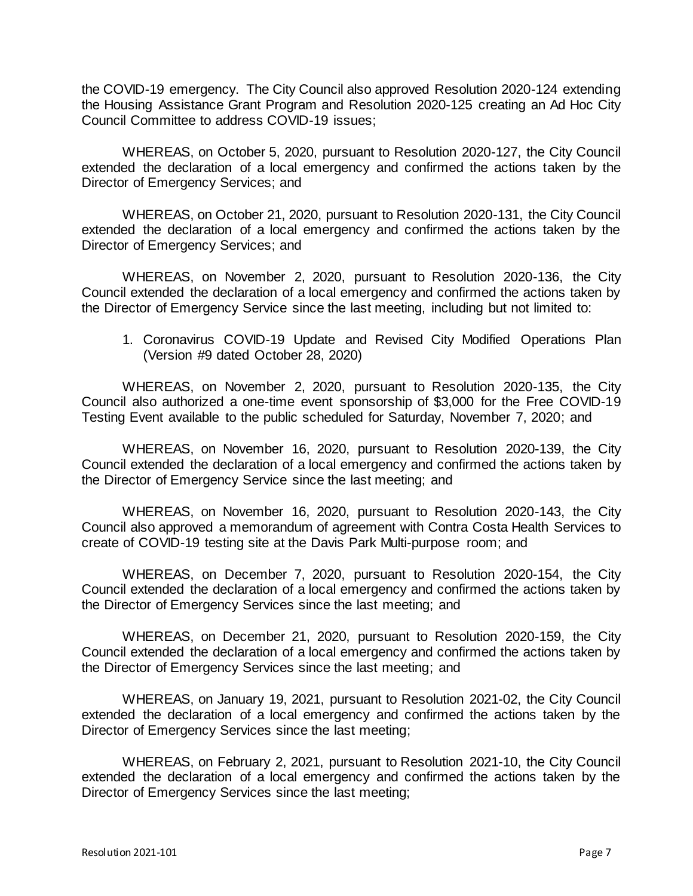the COVID-19 emergency. The City Council also approved Resolution 2020-124 extending the Housing Assistance Grant Program and Resolution 2020-125 creating an Ad Hoc City Council Committee to address COVID-19 issues;

WHEREAS, on October 5, 2020, pursuant to Resolution 2020-127, the City Council extended the declaration of a local emergency and confirmed the actions taken by the Director of Emergency Services; and

WHEREAS, on October 21, 2020, pursuant to Resolution 2020-131, the City Council extended the declaration of a local emergency and confirmed the actions taken by the Director of Emergency Services; and

WHEREAS, on November 2, 2020, pursuant to Resolution 2020-136, the City Council extended the declaration of a local emergency and confirmed the actions taken by the Director of Emergency Service since the last meeting, including but not limited to:

1. Coronavirus COVID-19 Update and Revised City Modified Operations Plan (Version #9 dated October 28, 2020)

WHEREAS, on November 2, 2020, pursuant to Resolution 2020-135, the City Council also authorized a one-time event sponsorship of $3,000 for the Free COVID-19 Testing Event available to the public scheduled for Saturday, November 7, 2020; and

WHEREAS, on November 16, 2020, pursuant to Resolution 2020-139, the City Council extended the declaration of a local emergency and confirmed the actions taken by the Director of Emergency Service since the last meeting; and

WHEREAS, on November 16, 2020, pursuant to Resolution 2020-143, the City Council also approved a memorandum of agreement with Contra Costa Health Services to create of COVID-19 testing site at the Davis Park Multi-purpose room; and

WHEREAS, on December 7, 2020, pursuant to Resolution 2020-154, the City Council extended the declaration of a local emergency and confirmed the actions taken by the Director of Emergency Services since the last meeting; and

WHEREAS, on December 21, 2020, pursuant to Resolution 2020-159, the City Council extended the declaration of a local emergency and confirmed the actions taken by the Director of Emergency Services since the last meeting; and

WHEREAS, on January 19, 2021, pursuant to Resolution 2021-02, the City Council extended the declaration of a local emergency and confirmed the actions taken by the Director of Emergency Services since the last meeting;

WHEREAS, on February 2, 2021, pursuant to Resolution 2021-10, the City Council extended the declaration of a local emergency and confirmed the actions taken by the Director of Emergency Services since the last meeting;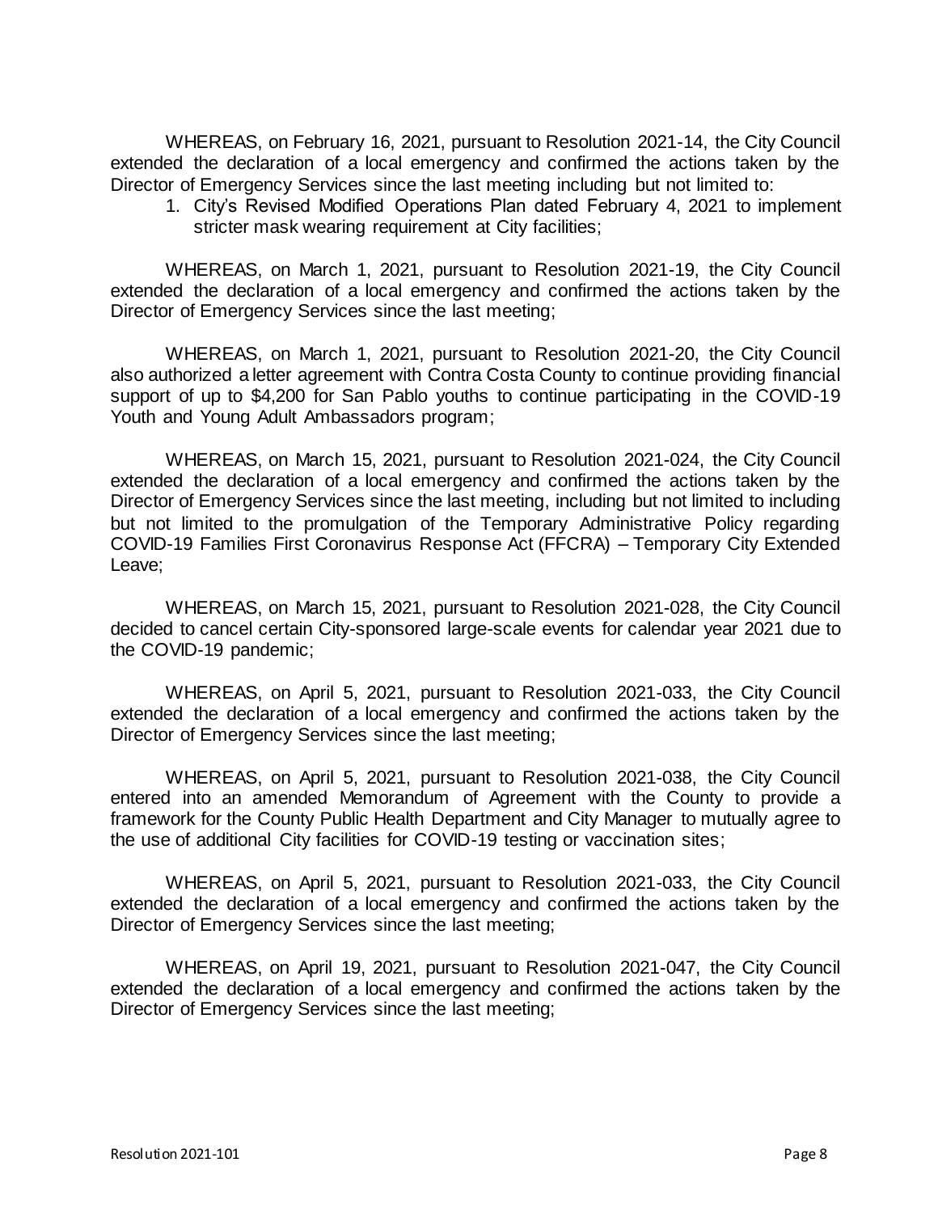WHEREAS, on February 16, 2021, pursuant to Resolution 2021-14, the City Council extended the declaration of a local emergency and confirmed the actions taken by the Director of Emergency Services since the last meeting including but not limited to:

1. City's Revised Modified Operations Plan dated February 4, 2021 to implement stricter mask wearing requirement at City facilities;

WHEREAS, on March 1, 2021, pursuant to Resolution 2021-19, the City Council extended the declaration of a local emergency and confirmed the actions taken by the Director of Emergency Services since the last meeting;

WHEREAS, on March 1, 2021, pursuant to Resolution 2021-20, the City Council also authorized a letter agreement with Contra Costa County to continue providing financial support of up to $4,200 for San Pablo youths to continue participating in the COVID-19 Youth and Young Adult Ambassadors program;

WHEREAS, on March 15, 2021, pursuant to Resolution 2021-024, the City Council extended the declaration of a local emergency and confirmed the actions taken by the Director of Emergency Services since the last meeting, including but not limited to including but not limited to the promulgation of the Temporary Administrative Policy regarding COVID-19 Families First Coronavirus Response Act (FFCRA) – Temporary City Extended Leave;

WHEREAS, on March 15, 2021, pursuant to Resolution 2021-028, the City Council decided to cancel certain City-sponsored large-scale events for calendar year 2021 due to the COVID-19 pandemic;

WHEREAS, on April 5, 2021, pursuant to Resolution 2021-033, the City Council extended the declaration of a local emergency and confirmed the actions taken by the Director of Emergency Services since the last meeting;

WHEREAS, on April 5, 2021, pursuant to Resolution 2021-038, the City Council entered into an amended Memorandum of Agreement with the County to provide a framework for the County Public Health Department and City Manager to mutually agree to the use of additional City facilities for COVID-19 testing or vaccination sites;

WHEREAS, on April 5, 2021, pursuant to Resolution 2021-033, the City Council extended the declaration of a local emergency and confirmed the actions taken by the Director of Emergency Services since the last meeting;

WHEREAS, on April 19, 2021, pursuant to Resolution 2021-047, the City Council extended the declaration of a local emergency and confirmed the actions taken by the Director of Emergency Services since the last meeting;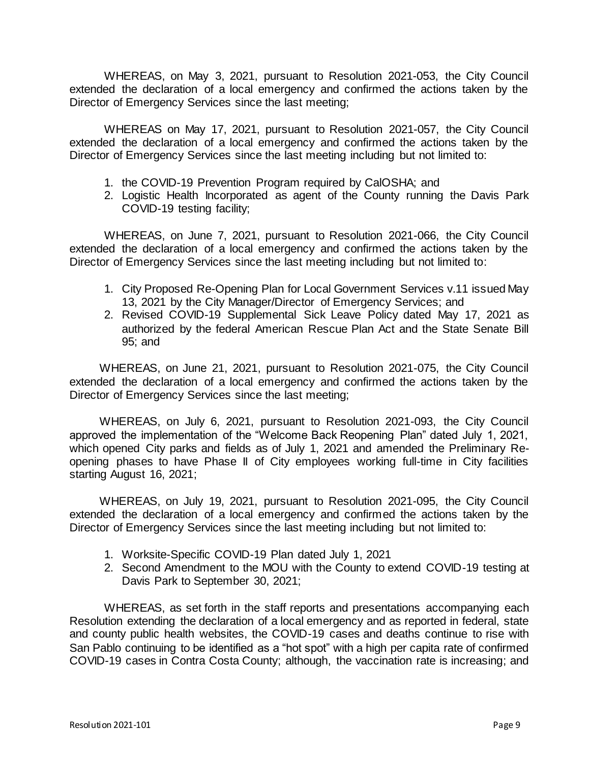WHEREAS, on May 3, 2021, pursuant to Resolution 2021-053, the City Council extended the declaration of a local emergency and confirmed the actions taken by the Director of Emergency Services since the last meeting;

WHEREAS on May 17, 2021, pursuant to Resolution 2021-057, the City Council extended the declaration of a local emergency and confirmed the actions taken by the Director of Emergency Services since the last meeting including but not limited to:

1. the COVID-19 Prevention Program required by CalOSHA; and
2. Logistic Health Incorporated as agent of the County running the Davis Park COVID-19 testing facility;

WHEREAS, on June 7, 2021, pursuant to Resolution 2021-066, the City Council extended the declaration of a local emergency and confirmed the actions taken by the Director of Emergency Services since the last meeting including but not limited to:

1. City Proposed Re-Opening Plan for Local Government Services v.11 issued May 13, 2021 by the City Manager/Director of Emergency Services; and
2. Revised COVID-19 Supplemental Sick Leave Policy dated May 17, 2021 as authorized by the federal American Rescue Plan Act and the State Senate Bill 95; and

WHEREAS, on June 21, 2021, pursuant to Resolution 2021-075, the City Council extended the declaration of a local emergency and confirmed the actions taken by the Director of Emergency Services since the last meeting;

WHEREAS, on July 6, 2021, pursuant to Resolution 2021-093, the City Council approved the implementation of the "Welcome Back Reopening Plan" dated July 1, 2021, which opened City parks and fields as of July 1, 2021 and amended the Preliminary Re-opening phases to have Phase II of City employees working full-time in City facilities starting August 16, 2021;

WHEREAS, on July 19, 2021, pursuant to Resolution 2021-095, the City Council extended the declaration of a local emergency and confirmed the actions taken by the Director of Emergency Services since the last meeting including but not limited to:

1. Worksite-Specific COVID-19 Plan dated July 1, 2021
2. Second Amendment to the MOU with the County to extend COVID-19 testing at Davis Park to September 30, 2021;

WHEREAS, as set forth in the staff reports and presentations accompanying each Resolution extending the declaration of a local emergency and as reported in federal, state and county public health websites, the COVID-19 cases and deaths continue to rise with San Pablo continuing to be identified as a "hot spot" with a high per capita rate of confirmed COVID-19 cases in Contra Costa County; although, the vaccination rate is increasing; and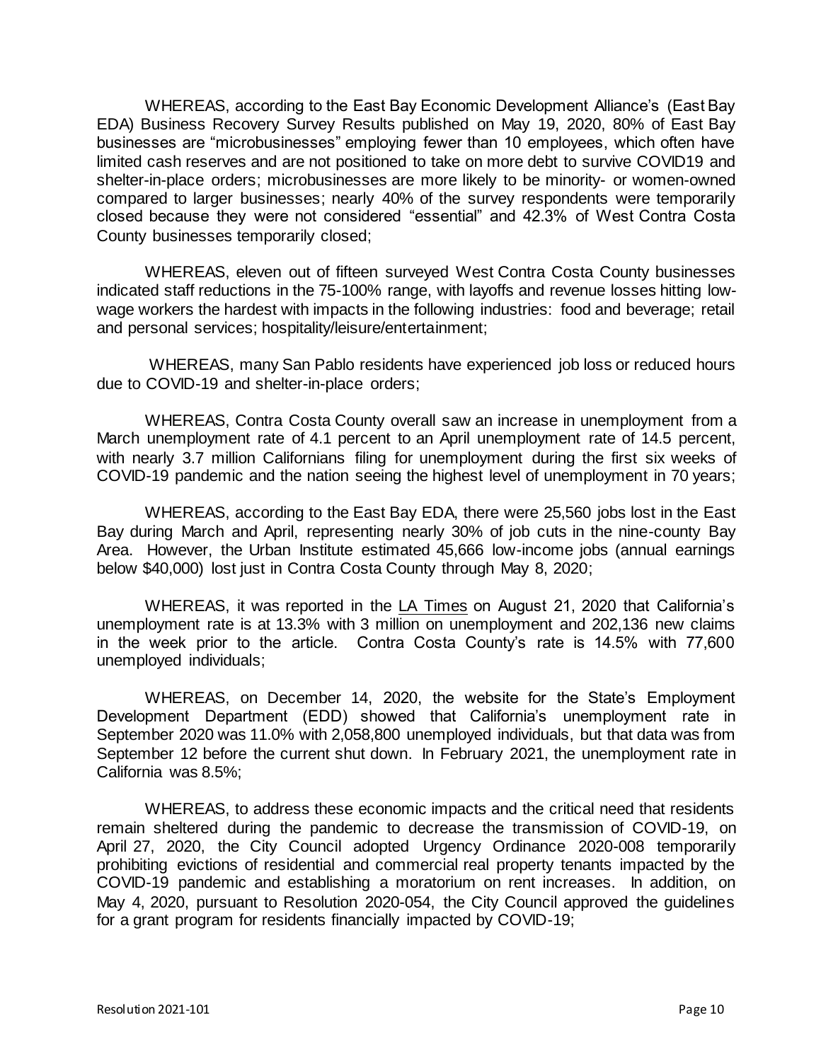WHEREAS, according to the East Bay Economic Development Alliance's (East Bay EDA) Business Recovery Survey Results published on May 19, 2020, 80% of East Bay businesses are "microbusinesses" employing fewer than 10 employees, which often have limited cash reserves and are not positioned to take on more debt to survive COVID19 and shelter-in-place orders; microbusinesses are more likely to be minority- or women-owned compared to larger businesses; nearly 40% of the survey respondents were temporarily closed because they were not considered "essential" and 42.3% of West Contra Costa County businesses temporarily closed;

WHEREAS, eleven out of fifteen surveyed West Contra Costa County businesses indicated staff reductions in the 75-100% range, with layoffs and revenue losses hitting low-wage workers the hardest with impacts in the following industries: food and beverage; retail and personal services; hospitality/leisure/entertainment;

WHEREAS, many San Pablo residents have experienced job loss or reduced hours due to COVID-19 and shelter-in-place orders;

WHEREAS, Contra Costa County overall saw an increase in unemployment from a March unemployment rate of 4.1 percent to an April unemployment rate of 14.5 percent, with nearly 3.7 million Californians filing for unemployment during the first six weeks of COVID-19 pandemic and the nation seeing the highest level of unemployment in 70 years;

WHEREAS, according to the East Bay EDA, there were 25,560 jobs lost in the East Bay during March and April, representing nearly 30% of job cuts in the nine-county Bay Area. However, the Urban Institute estimated 45,666 low-income jobs (annual earnings below $40,000) lost just in Contra Costa County through May 8, 2020;

WHEREAS, it was reported in the LA Times on August 21, 2020 that California's unemployment rate is at 13.3% with 3 million on unemployment and 202,136 new claims in the week prior to the article. Contra Costa County's rate is 14.5% with 77,600 unemployed individuals;

WHEREAS, on December 14, 2020, the website for the State's Employment Development Department (EDD) showed that California's unemployment rate in September 2020 was 11.0% with 2,058,800 unemployed individuals, but that data was from September 12 before the current shut down. In February 2021, the unemployment rate in California was 8.5%;

WHEREAS, to address these economic impacts and the critical need that residents remain sheltered during the pandemic to decrease the transmission of COVID-19, on April 27, 2020, the City Council adopted Urgency Ordinance 2020-008 temporarily prohibiting evictions of residential and commercial real property tenants impacted by the COVID-19 pandemic and establishing a moratorium on rent increases. In addition, on May 4, 2020, pursuant to Resolution 2020-054, the City Council approved the guidelines for a grant program for residents financially impacted by COVID-19;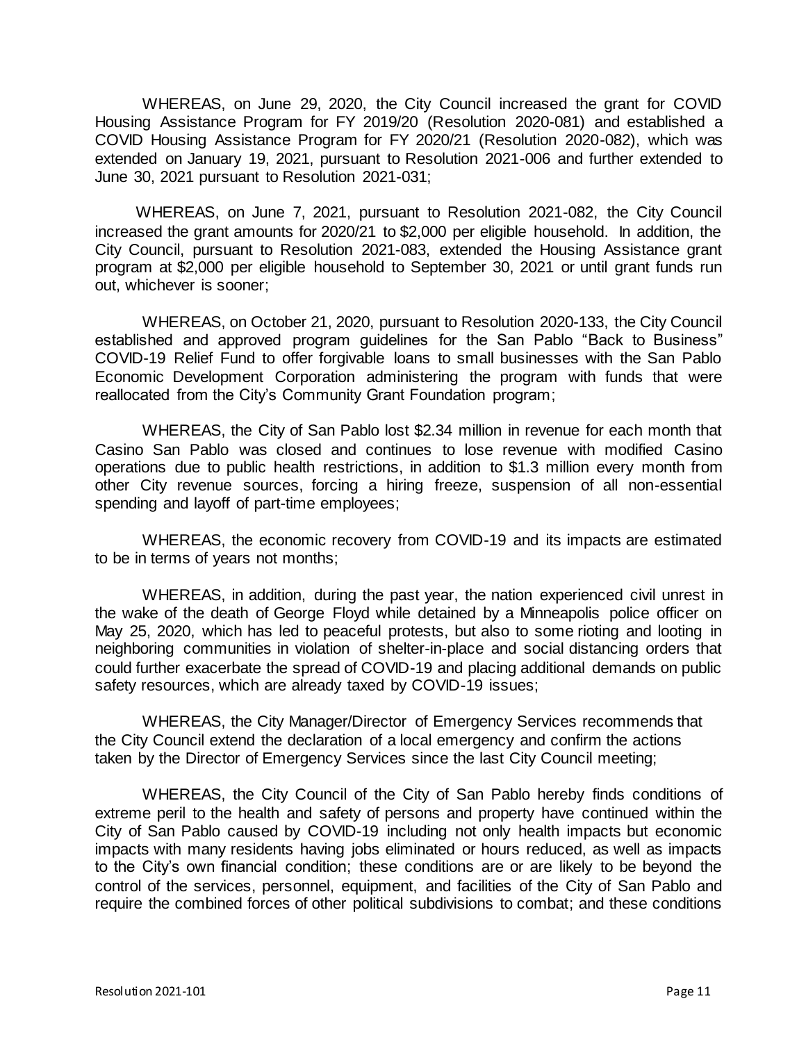WHEREAS, on June 29, 2020, the City Council increased the grant for COVID Housing Assistance Program for FY 2019/20 (Resolution 2020-081) and established a COVID Housing Assistance Program for FY 2020/21 (Resolution 2020-082), which was extended on January 19, 2021, pursuant to Resolution 2021-006 and further extended to June 30, 2021 pursuant to Resolution 2021-031;

WHEREAS, on June 7, 2021, pursuant to Resolution 2021-082, the City Council increased the grant amounts for 2020/21 to $2,000 per eligible household. In addition, the City Council, pursuant to Resolution 2021-083, extended the Housing Assistance grant program at $2,000 per eligible household to September 30, 2021 or until grant funds run out, whichever is sooner;

WHEREAS, on October 21, 2020, pursuant to Resolution 2020-133, the City Council established and approved program guidelines for the San Pablo "Back to Business" COVID-19 Relief Fund to offer forgivable loans to small businesses with the San Pablo Economic Development Corporation administering the program with funds that were reallocated from the City's Community Grant Foundation program;

WHEREAS, the City of San Pablo lost $2.34 million in revenue for each month that Casino San Pablo was closed and continues to lose revenue with modified Casino operations due to public health restrictions, in addition to $1.3 million every month from other City revenue sources, forcing a hiring freeze, suspension of all non-essential spending and layoff of part-time employees;

WHEREAS, the economic recovery from COVID-19 and its impacts are estimated to be in terms of years not months;

WHEREAS, in addition, during the past year, the nation experienced civil unrest in the wake of the death of George Floyd while detained by a Minneapolis police officer on May 25, 2020, which has led to peaceful protests, but also to some rioting and looting in neighboring communities in violation of shelter-in-place and social distancing orders that could further exacerbate the spread of COVID-19 and placing additional demands on public safety resources, which are already taxed by COVID-19 issues;

WHEREAS, the City Manager/Director of Emergency Services recommends that the City Council extend the declaration of a local emergency and confirm the actions taken by the Director of Emergency Services since the last City Council meeting;

WHEREAS, the City Council of the City of San Pablo hereby finds conditions of extreme peril to the health and safety of persons and property have continued within the City of San Pablo caused by COVID-19 including not only health impacts but economic impacts with many residents having jobs eliminated or hours reduced, as well as impacts to the City's own financial condition; these conditions are or are likely to be beyond the control of the services, personnel, equipment, and facilities of the City of San Pablo and require the combined forces of other political subdivisions to combat; and these conditions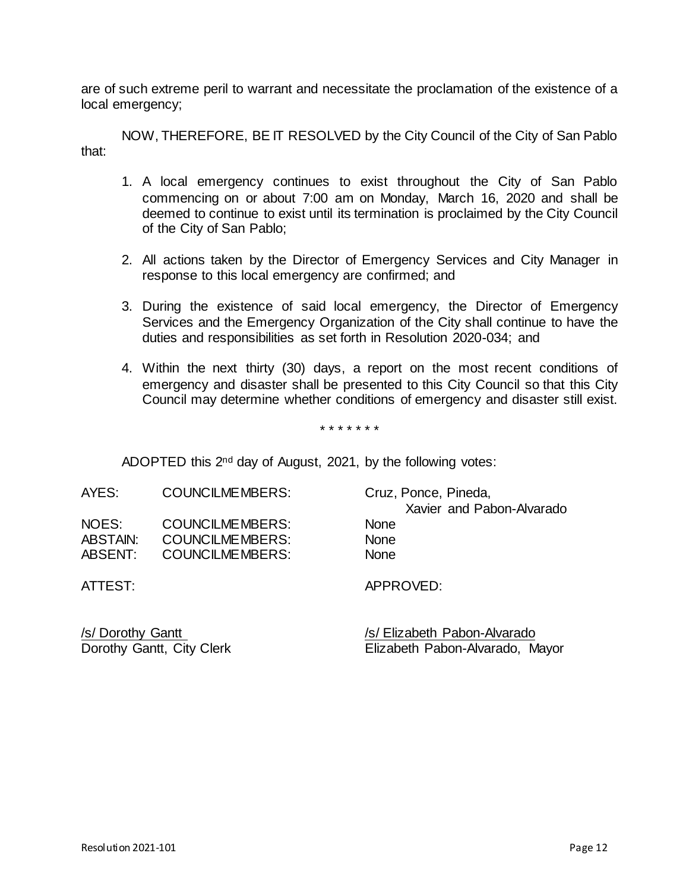are of such extreme peril to warrant and necessitate the proclamation of the existence of a local emergency;

NOW, THEREFORE, BE IT RESOLVED by the City Council of the City of San Pablo that:

1. A local emergency continues to exist throughout the City of San Pablo commencing on or about 7:00 am on Monday, March 16, 2020 and shall be deemed to continue to exist until its termination is proclaimed by the City Council of the City of San Pablo;

2. All actions taken by the Director of Emergency Services and City Manager in response to this local emergency are confirmed; and

3. During the existence of said local emergency, the Director of Emergency Services and the Emergency Organization of the City shall continue to have the duties and responsibilities as set forth in Resolution 2020-034; and

4. Within the next thirty (30) days, a report on the most recent conditions of emergency and disaster shall be presented to this City Council so that this City Council may determine whether conditions of emergency and disaster still exist.

\* \* \* \* \* \* \*

ADOPTED this 2nd day of August, 2021, by the following votes:

| | | |
|---|---|---|
| AYES: | COUNCILMEMBERS: | Cruz, Ponce, Pineda, Xavier and Pabon-Alvarado |
| NOES: | COUNCILMEMBERS: | None |
| ABSTAIN: | COUNCILMEMBERS: | None |
| ABSENT: | COUNCILMEMBERS: | None |

ATTEST: APPROVED:

/s/ Dorothy Gantt
Dorothy Gantt, City Clerk

/s/ Elizabeth Pabon-Alvarado
Elizabeth Pabon-Alvarado, Mayor